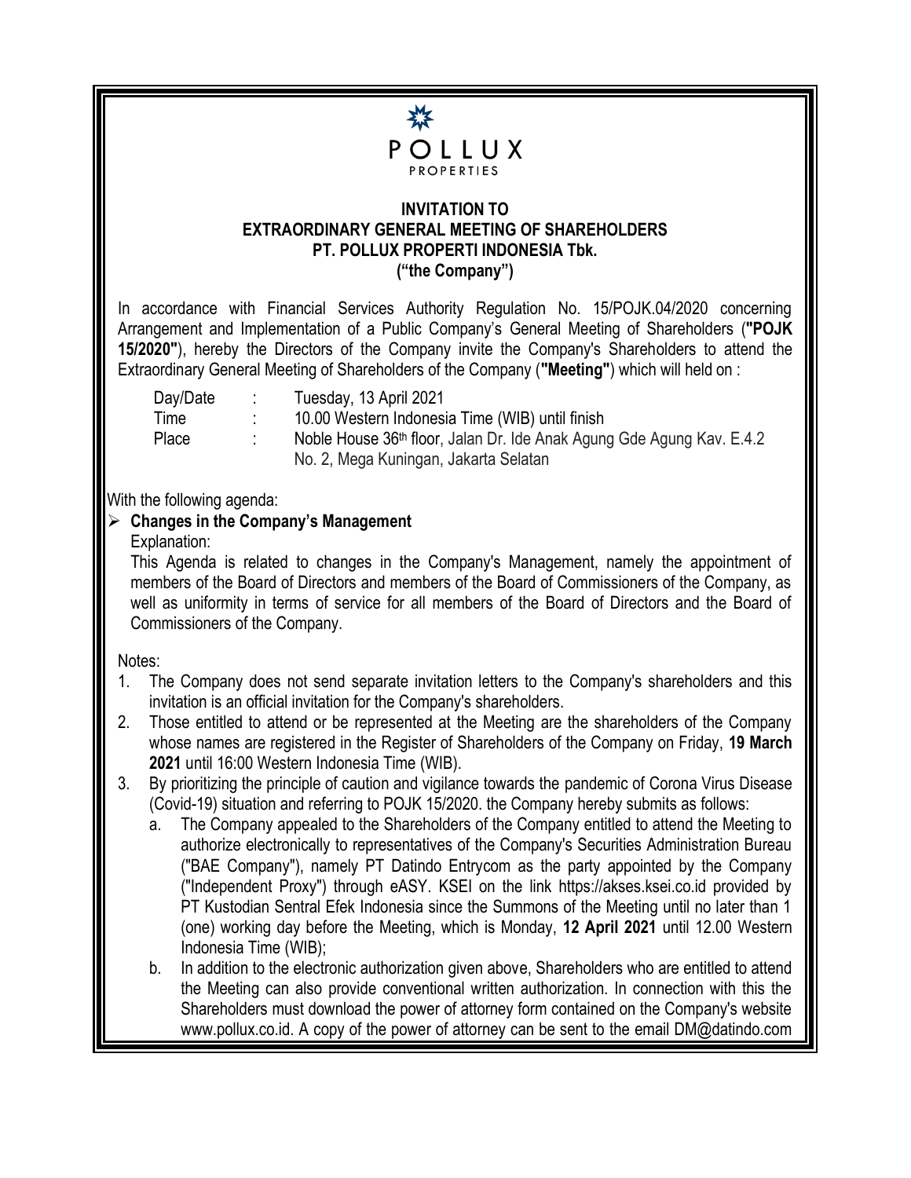POLLUX
PROPERTIES

# INVITATION TO EXTRAORDINARY GENERAL MEETING OF SHAREHOLDERS PT. POLLUX PROPERTI INDONESIA Tbk. ("the Company")

In accordance with Financial Services Authority Regulation No. 15/POJK.04/2020 concerning Arrangement and Implementation of a Public Company's General Meeting of Shareholders (**"POJK 15/2020"**), hereby the Directors of the Company invite the Company's Shareholders to attend the Extraordinary General Meeting of Shareholders of the Company (**"Meeting"**) which will held on :

| | | |
|---|---|---|
| Day/Date | : | Tuesday, 13 April 2021 |
| Time | : | 10.00 Western Indonesia Time (WIB) until finish |
| Place | : | Noble House 36th floor, Jalan Dr. Ide Anak Agung Gde Agung Kav. E.4.2 No. 2, Mega Kuningan, Jakarta Selatan |

With the following agenda:

- **Changes in the Company's Management**

  Explanation:

  This Agenda is related to changes in the Company's Management, namely the appointment of members of the Board of Directors and members of the Board of Commissioners of the Company, as well as uniformity in terms of service for all members of the Board of Directors and the Board of Commissioners of the Company.

Notes:

1. The Company does not send separate invitation letters to the Company's shareholders and this invitation is an official invitation for the Company's shareholders.
2. Those entitled to attend or be represented at the Meeting are the shareholders of the Company whose names are registered in the Register of Shareholders of the Company on Friday, **19 March 2021** until 16:00 Western Indonesia Time (WIB).
3. By prioritizing the principle of caution and vigilance towards the pandemic of Corona Virus Disease (Covid-19) situation and referring to POJK 15/2020. the Company hereby submits as follows:
   a. The Company appealed to the Shareholders of the Company entitled to attend the Meeting to authorize electronically to representatives of the Company's Securities Administration Bureau ("BAE Company"), namely PT Datindo Entrycom as the party appointed by the Company ("Independent Proxy") through eASY. KSEI on the link https://akses.ksei.co.id provided by PT Kustodian Sentral Efek Indonesia since the Summons of the Meeting until no later than 1 (one) working day before the Meeting, which is Monday, **12 April 2021** until 12.00 Western Indonesia Time (WIB);
   b. In addition to the electronic authorization given above, Shareholders who are entitled to attend the Meeting can also provide conventional written authorization. In connection with this the Shareholders must download the power of attorney form contained on the Company's website www.pollux.co.id. A copy of the power of attorney can be sent to the email DM@datindo.com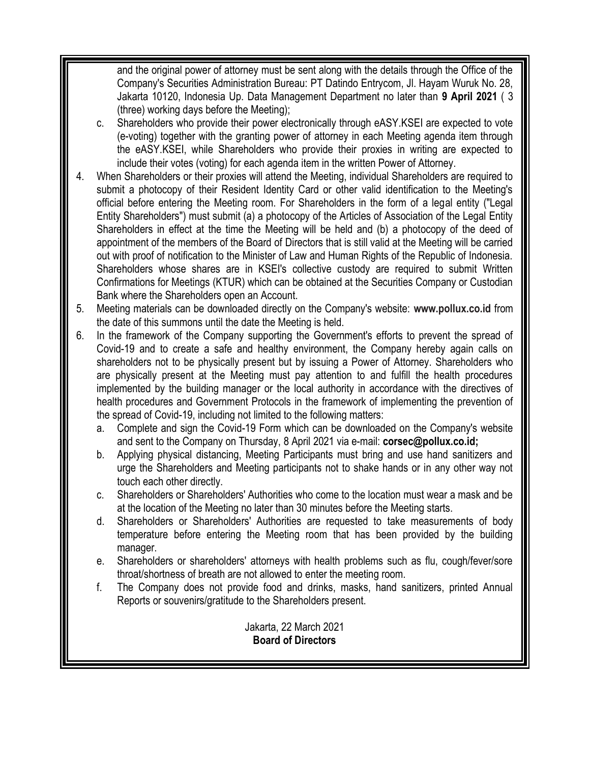and the original power of attorney must be sent along with the details through the Office of the Company's Securities Administration Bureau: PT Datindo Entrycom, Jl. Hayam Wuruk No. 28, Jakarta 10120, Indonesia Up. Data Management Department no later than **9 April 2021** ( 3 (three) working days before the Meeting);

   c. Shareholders who provide their power electronically through eASY.KSEI are expected to vote (e-voting) together with the granting power of attorney in each Meeting agenda item through the eASY.KSEI, while Shareholders who provide their proxies in writing are expected to include their votes (voting) for each agenda item in the written Power of Attorney.

4. When Shareholders or their proxies will attend the Meeting, individual Shareholders are required to submit a photocopy of their Resident Identity Card or other valid identification to the Meeting's official before entering the Meeting room. For Shareholders in the form of a legal entity ("Legal Entity Shareholders") must submit (a) a photocopy of the Articles of Association of the Legal Entity Shareholders in effect at the time the Meeting will be held and (b) a photocopy of the deed of appointment of the members of the Board of Directors that is still valid at the Meeting will be carried out with proof of notification to the Minister of Law and Human Rights of the Republic of Indonesia. Shareholders whose shares are in KSEI's collective custody are required to submit Written Confirmations for Meetings (KTUR) which can be obtained at the Securities Company or Custodian Bank where the Shareholders open an Account.
5. Meeting materials can be downloaded directly on the Company's website: **www.pollux.co.id** from the date of this summons until the date the Meeting is held.
6. In the framework of the Company supporting the Government's efforts to prevent the spread of Covid-19 and to create a safe and healthy environment, the Company hereby again calls on shareholders not to be physically present but by issuing a Power of Attorney. Shareholders who are physically present at the Meeting must pay attention to and fulfill the health procedures implemented by the building manager or the local authority in accordance with the directives of health procedures and Government Protocols in the framework of implementing the prevention of the spread of Covid-19, including not limited to the following matters:
   a. Complete and sign the Covid-19 Form which can be downloaded on the Company's website and sent to the Company on Thursday, 8 April 2021 via e-mail: **corsec@pollux.co.id;**
   b. Applying physical distancing, Meeting Participants must bring and use hand sanitizers and urge the Shareholders and Meeting participants not to shake hands or in any other way not touch each other directly.
   c. Shareholders or Shareholders' Authorities who come to the location must wear a mask and be at the location of the Meeting no later than 30 minutes before the Meeting starts.
   d. Shareholders or Shareholders' Authorities are requested to take measurements of body temperature before entering the Meeting room that has been provided by the building manager.
   e. Shareholders or shareholders' attorneys with health problems such as flu, cough/fever/sore throat/shortness of breath are not allowed to enter the meeting room.
   f. The Company does not provide food and drinks, masks, hand sanitizers, printed Annual Reports or souvenirs/gratitude to the Shareholders present.

Jakarta, 22 March 2021
**Board of Directors**